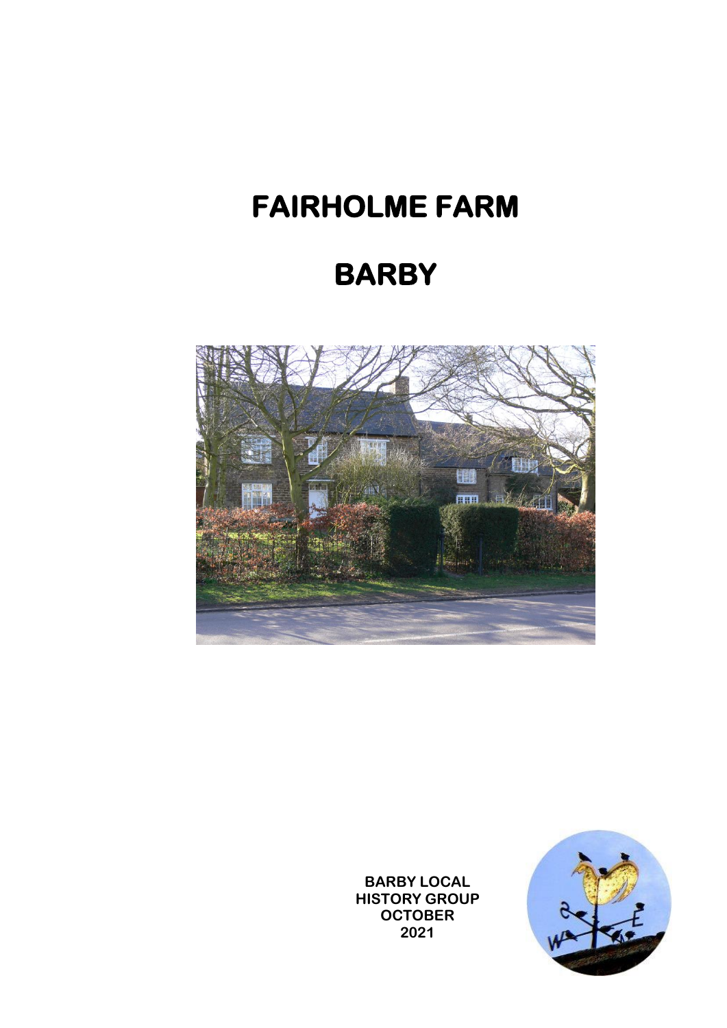# FAIRHOLME FARM

# BARBY

BARBY LOCAL HISTORY GROUP
OCTOBER
2021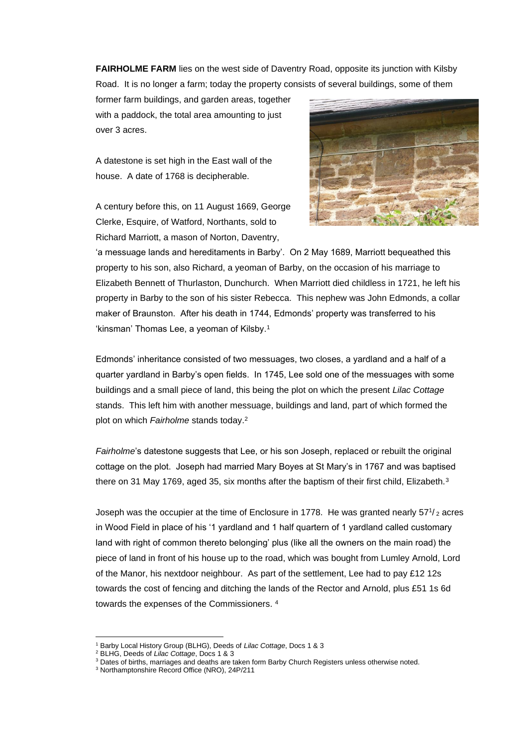**FAIRHOLME FARM** lies on the west side of Daventry Road, opposite its junction with Kilsby Road. It is no longer a farm; today the property consists of several buildings, some of them former farm buildings, and garden areas, together with a paddock, the total area amounting to just over 3 acres.

A datestone is set high in the East wall of the house. A date of 1768 is decipherable.

A century before this, on 11 August 1669, George Clerke, Esquire, of Watford, Northants, sold to Richard Marriott, a mason of Norton, Daventry, 'a messuage lands and hereditaments in Barby'. On 2 May 1689, Marriott bequeathed this property to his son, also Richard, a yeoman of Barby, on the occasion of his marriage to Elizabeth Bennett of Thurlaston, Dunchurch. When Marriott died childless in 1721, he left his property in Barby to the son of his sister Rebecca. This nephew was John Edmonds, a collar maker of Braunston. After his death in 1744, Edmonds' property was transferred to his 'kinsman' Thomas Lee, a yeoman of Kilsby.[1]

Edmonds' inheritance consisted of two messuages, two closes, a yardland and a half of a quarter yardland in Barby's open fields. In 1745, Lee sold one of the messuages with some buildings and a small piece of land, this being the plot on which the present *Lilac Cottage* stands. This left him with another messuage, buildings and land, part of which formed the plot on which *Fairholme* stands today.[2]

*Fairholme*'s datestone suggests that Lee, or his son Joseph, replaced or rebuilt the original cottage on the plot. Joseph had married Mary Boyes at St Mary's in 1767 and was baptised there on 31 May 1769, aged 35, six months after the baptism of their first child, Elizabeth.[3]

Joseph was the occupier at the time of Enclosure in 1778. He was granted nearly 57½ acres in Wood Field in place of his '1 yardland and 1 half quartern of 1 yardland called customary land with right of common thereto belonging' plus (like all the owners on the main road) the piece of land in front of his house up to the road, which was bought from Lumley Arnold, Lord of the Manor, his nextdoor neighbour. As part of the settlement, Lee had to pay £12 12s towards the cost of fencing and ditching the lands of the Rector and Arnold, plus £51 1s 6d towards the expenses of the Commissioners. [4]

---

[1] Barby Local History Group (BLHG), Deeds of *Lilac Cottage*, Docs 1 & 3

[2] BLHG, Deeds of *Lilac Cottage*, Docs 1 & 3

[3] Dates of births, marriages and deaths are taken form Barby Church Registers unless otherwise noted.

[3] Northamptonshire Record Office (NRO), 24P/211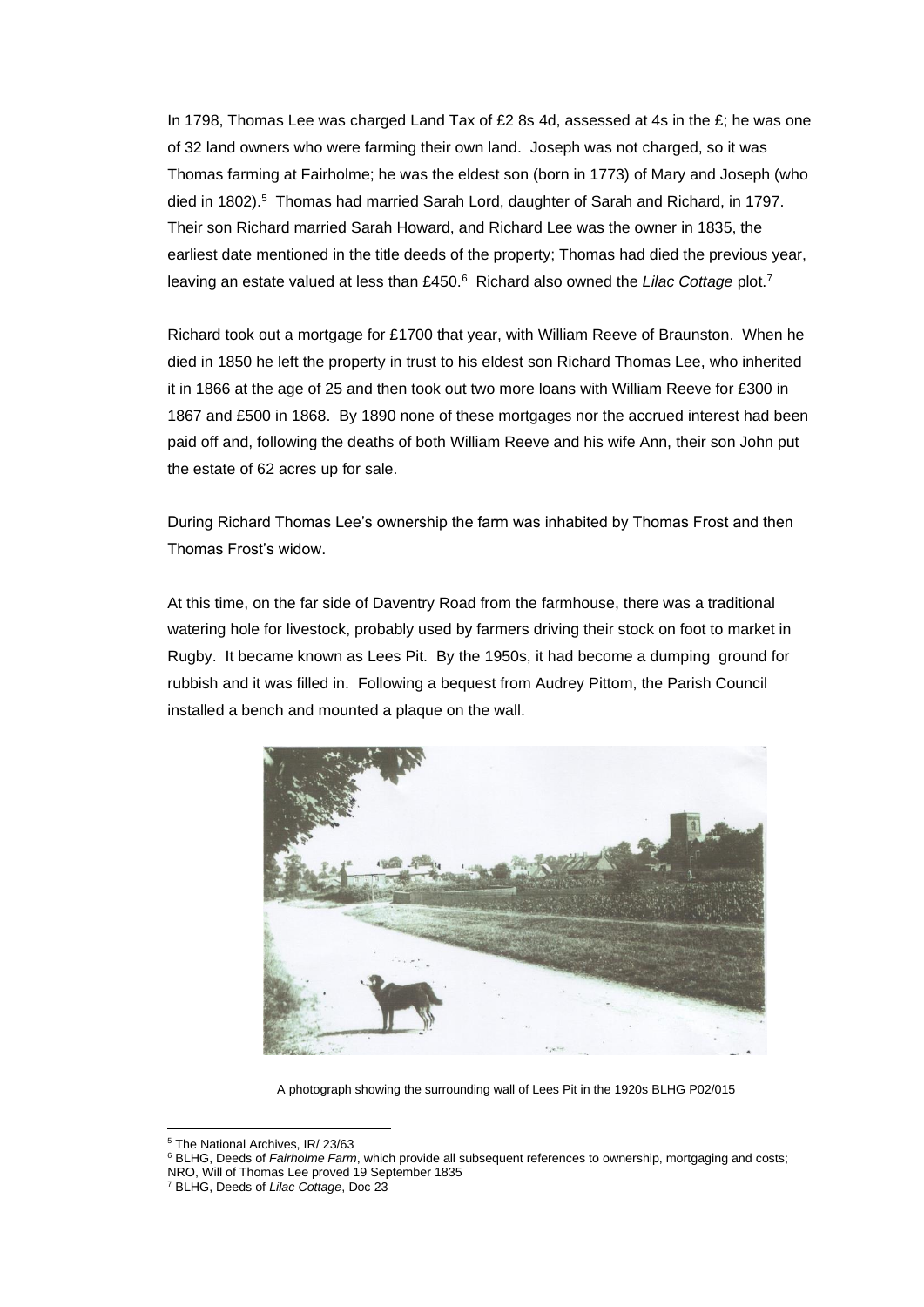In 1798, Thomas Lee was charged Land Tax of £2 8s 4d, assessed at 4s in the £; he was one of 32 land owners who were farming their own land. Joseph was not charged, so it was Thomas farming at Fairholme; he was the eldest son (born in 1773) of Mary and Joseph (who died in 1802).[5] Thomas had married Sarah Lord, daughter of Sarah and Richard, in 1797. Their son Richard married Sarah Howard, and Richard Lee was the owner in 1835, the earliest date mentioned in the title deeds of the property; Thomas had died the previous year, leaving an estate valued at less than £450.[6] Richard also owned the *Lilac Cottage* plot.[7]

Richard took out a mortgage for £1700 that year, with William Reeve of Braunston. When he died in 1850 he left the property in trust to his eldest son Richard Thomas Lee, who inherited it in 1866 at the age of 25 and then took out two more loans with William Reeve for £300 in 1867 and £500 in 1868. By 1890 none of these mortgages nor the accrued interest had been paid off and, following the deaths of both William Reeve and his wife Ann, their son John put the estate of 62 acres up for sale.

During Richard Thomas Lee's ownership the farm was inhabited by Thomas Frost and then Thomas Frost's widow.

At this time, on the far side of Daventry Road from the farmhouse, there was a traditional watering hole for livestock, probably used by farmers driving their stock on foot to market in Rugby. It became known as Lees Pit. By the 1950s, it had become a dumping ground for rubbish and it was filled in. Following a bequest from Audrey Pittom, the Parish Council installed a bench and mounted a plaque on the wall.

A photograph showing the surrounding wall of Lees Pit in the 1920s BLHG P02/015

[5] The National Archives, IR/ 23/63

[6] BLHG, Deeds of *Fairholme Farm*, which provide all subsequent references to ownership, mortgaging and costs; NRO, Will of Thomas Lee proved 19 September 1835

[7] BLHG, Deeds of *Lilac Cottage*, Doc 23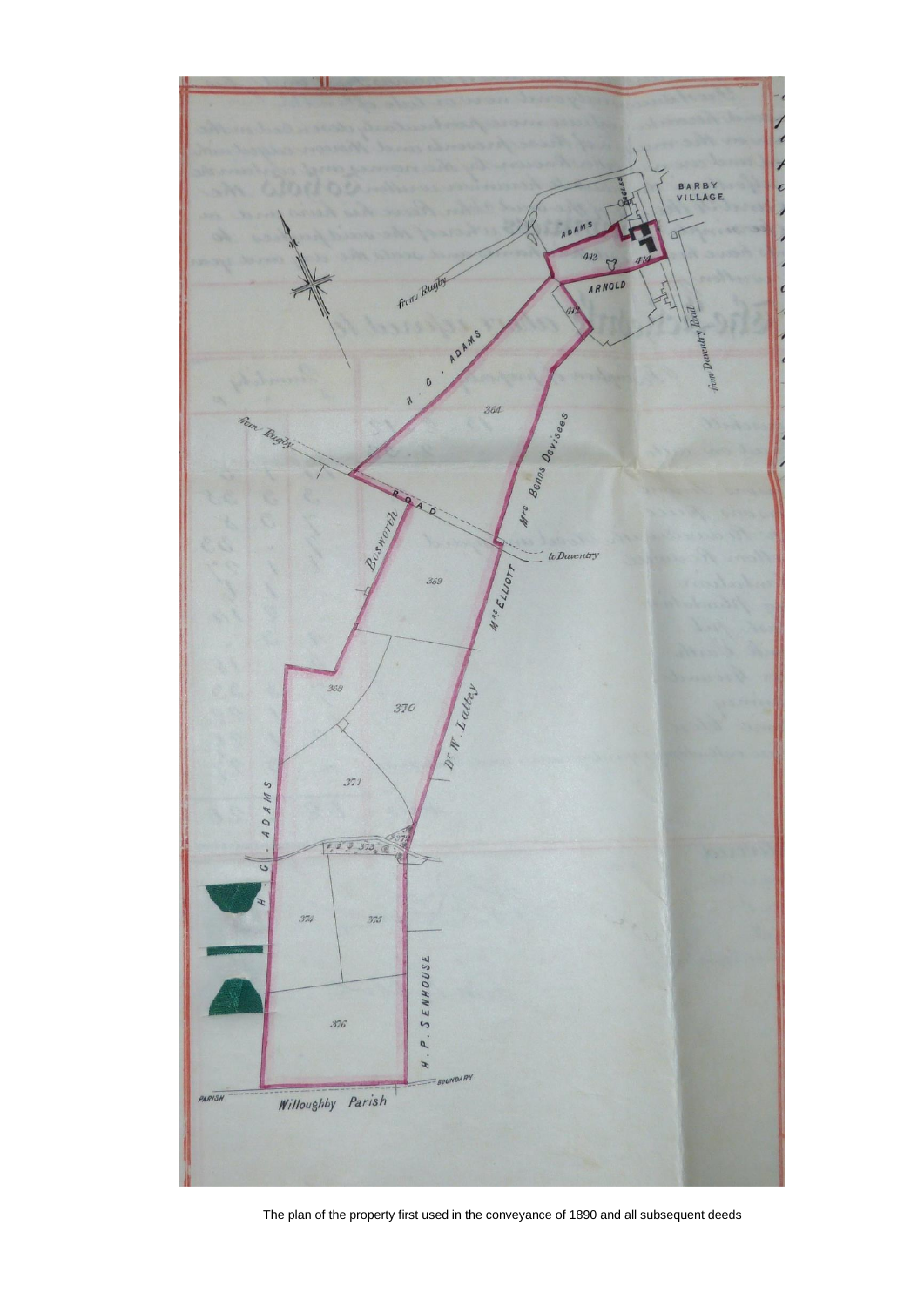The plan of the property first used in the conveyance of 1890 and all subsequent deeds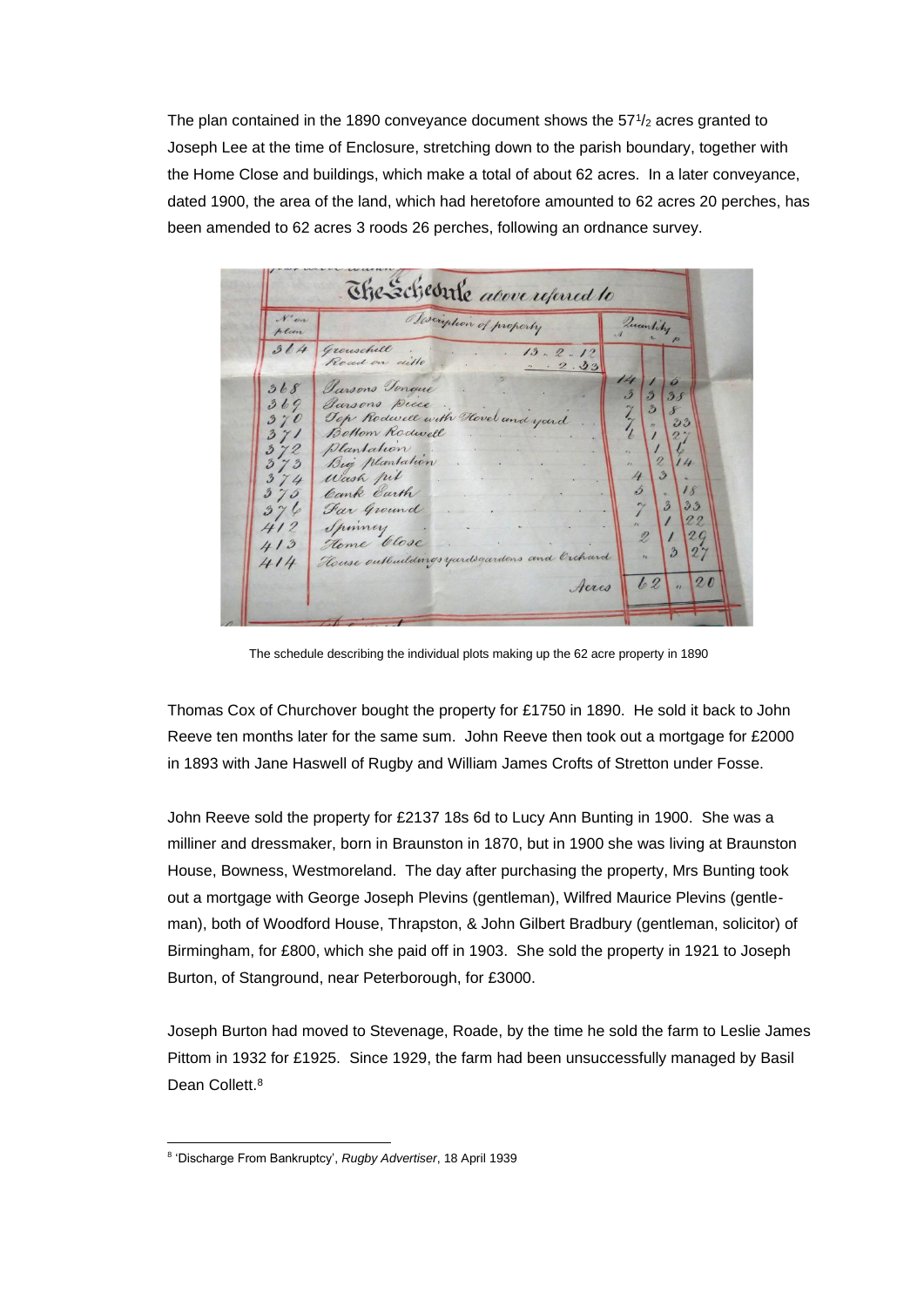The plan contained in the 1890 conveyance document shows the 57½ acres granted to Joseph Lee at the time of Enclosure, stretching down to the parish boundary, together with the Home Close and buildings, which make a total of about 62 acres. In a later conveyance, dated 1900, the area of the land, which had heretofore amounted to 62 acres 20 perches, has been amended to 62 acres 3 roods 26 perches, following an ordnance survey.

The Schedule above referred to

| No on plan | Description of property | | Quantity A | R | P |
|---|---|---|---|---|---|
| 364 | Grouschill | 13 . 2 . 12 | | | |
| | Road on ditto | .. . 2 . 33 | 14 | 1 | 5 |
| 368 | Parsons Tongue | | 3 | 3 | 35 |
| 369 | Parsons Piece | | 7 | 3 | 8 |
| 370 | Top Rodwell with Hovel and yard | | 7 | " | 33 |
| 371 | Bottom Rodwell | | 6 | 1 | 27 |
| 372 | Plantation | | " | 1 | 6 |
| 373 | Big plantation | | " | 2 | 14 |
| 374 | Wash pit | | 4 | 3 | " |
| 375 | Cank Earth | | 5 | " | 18 |
| 376 | Far Ground | | 7 | 3 | 33 |
| 412 | Spinney | | " | 1 | 22 |
| 413 | Home Close | | 2 | 1 | 29 |
| 414 | House outbuildings yards gardens and Orchard | | " | 3 | 27 |
| | | Acres | 62 | " | 20 |

The schedule describing the individual plots making up the 62 acre property in 1890

Thomas Cox of Churchover bought the property for £1750 in 1890. He sold it back to John Reeve ten months later for the same sum. John Reeve then took out a mortgage for £2000 in 1893 with Jane Haswell of Rugby and William James Crofts of Stretton under Fosse.

John Reeve sold the property for £2137 18s 6d to Lucy Ann Bunting in 1900. She was a milliner and dressmaker, born in Braunston in 1870, but in 1900 she was living at Braunston House, Bowness, Westmoreland. The day after purchasing the property, Mrs Bunting took out a mortgage with George Joseph Plevins (gentleman), Wilfred Maurice Plevins (gentleman), both of Woodford House, Thrapston, & John Gilbert Bradbury (gentleman, solicitor) of Birmingham, for £800, which she paid off in 1903. She sold the property in 1921 to Joseph Burton, of Stanground, near Peterborough, for £3000.

Joseph Burton had moved to Stevenage, Roade, by the time he sold the farm to Leslie James Pittom in 1932 for £1925. Since 1929, the farm had been unsuccessfully managed by Basil Dean Collett.[8]

[8] 'Discharge From Bankruptcy', *Rugby Advertiser*, 18 April 1939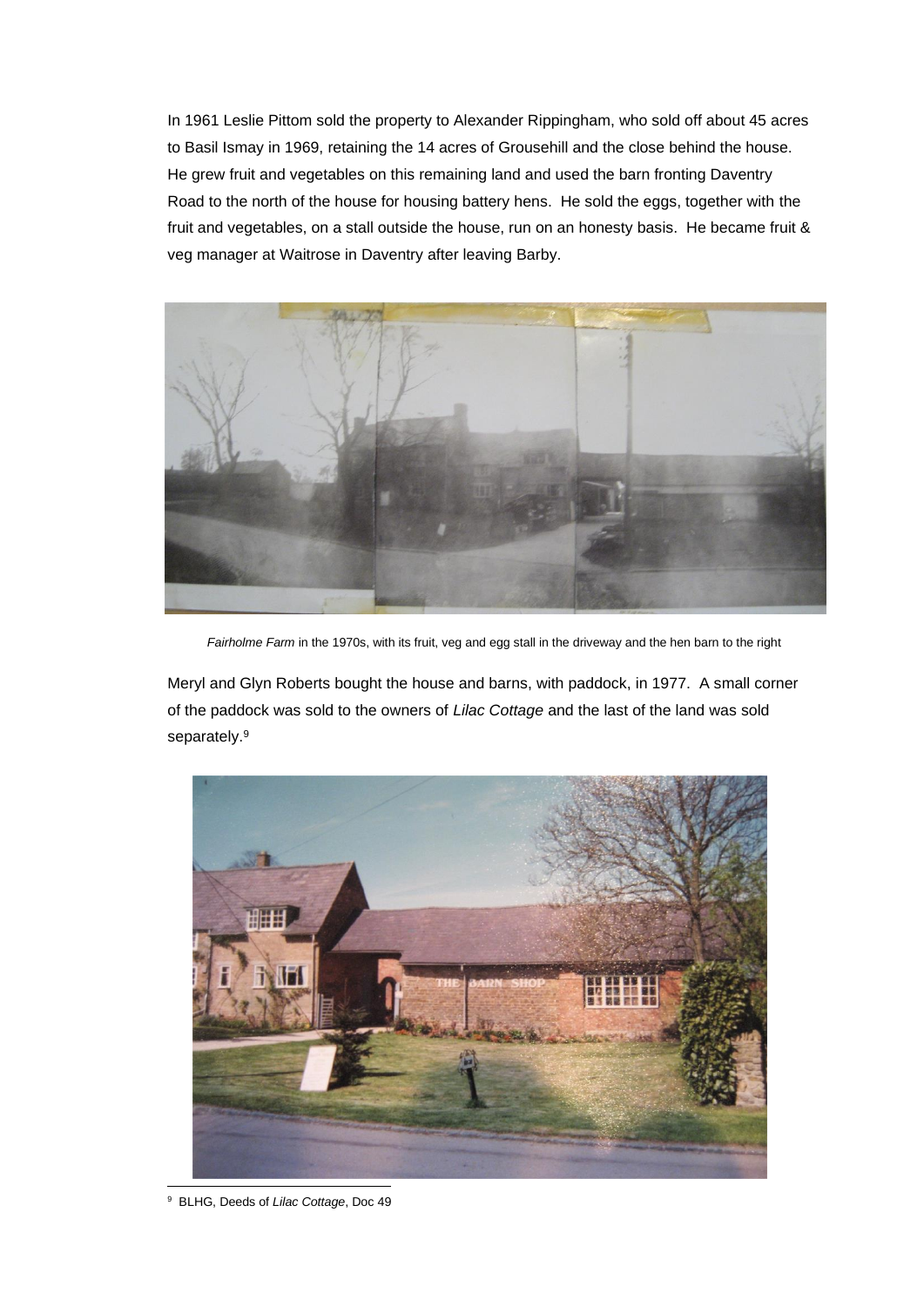In 1961 Leslie Pittom sold the property to Alexander Rippingham, who sold off about 45 acres to Basil Ismay in 1969, retaining the 14 acres of Grousehill and the close behind the house. He grew fruit and vegetables on this remaining land and used the barn fronting Daventry Road to the north of the house for housing battery hens. He sold the eggs, together with the fruit and vegetables, on a stall outside the house, run on an honesty basis. He became fruit & veg manager at Waitrose in Daventry after leaving Barby.

*Fairholme Farm* in the 1970s, with its fruit, veg and egg stall in the driveway and the hen barn to the right

Meryl and Glyn Roberts bought the house and barns, with paddock, in 1977. A small corner of the paddock was sold to the owners of *Lilac Cottage* and the last of the land was sold separately.[9]

[9] BLHG, Deeds of *Lilac Cottage*, Doc 49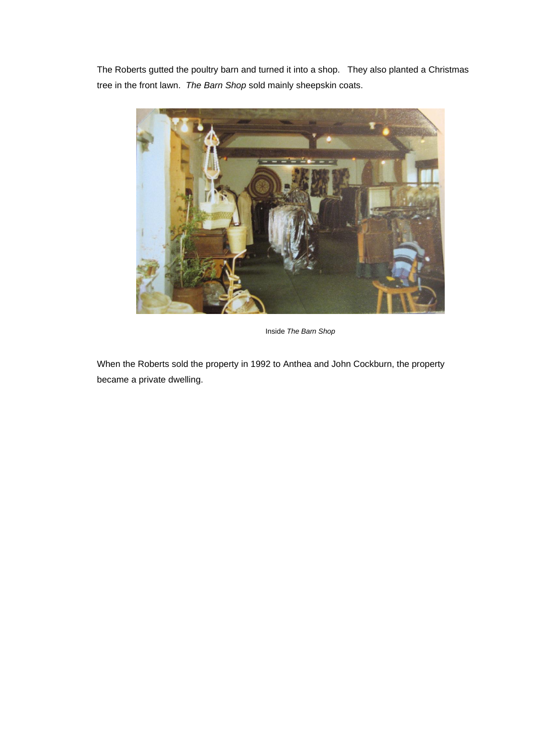The Roberts gutted the poultry barn and turned it into a shop. They also planted a Christmas tree in the front lawn. *The Barn Shop* sold mainly sheepskin coats.

Inside *The Barn Shop*

When the Roberts sold the property in 1992 to Anthea and John Cockburn, the property became a private dwelling.